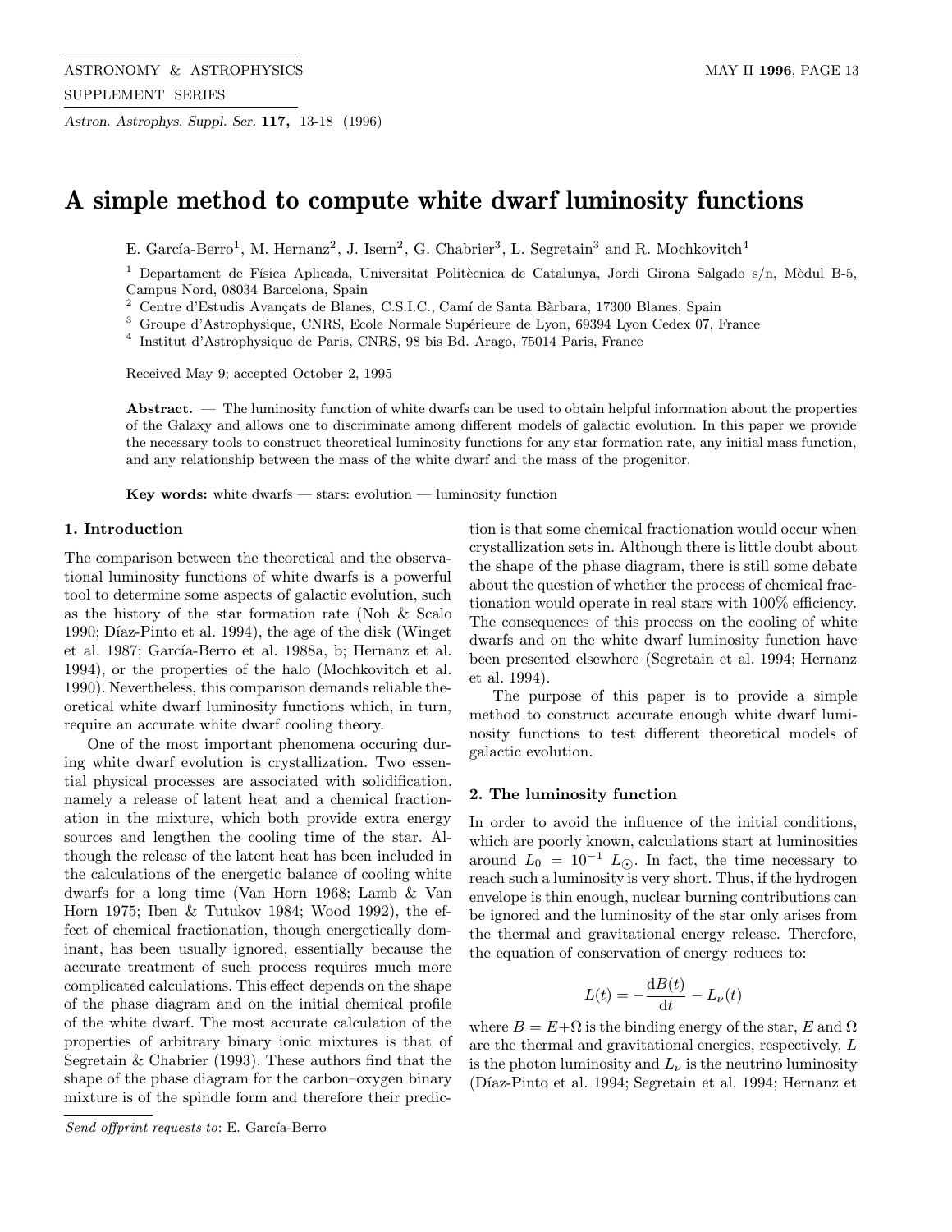# A simple method to compute white dwarf luminosity functions

E. García-Berro[1], M. Hernanz[2], J. Isern[2], G. Chabrier[3], L. Segretain[3] and R. Mochkovitch[4]

[1] Departament de Física Aplicada, Universitat Politècnica de Catalunya, Jordi Girona Salgado s/n, Mòdul B-5, Campus Nord, 08034 Barcelona, Spain

[2] Centre d'Estudis Avançats de Blanes, C.S.I.C., Camí de Santa Bàrbara, 17300 Blanes, Spain

[3] Groupe d'Astrophysique, CNRS, Ecole Normale Supérieure de Lyon, 69394 Lyon Cedex 07, France

[4] Institut d'Astrophysique de Paris, CNRS, 98 bis Bd. Arago, 75014 Paris, France

Received May 9; accepted October 2, 1995

**Abstract.** — The luminosity function of white dwarfs can be used to obtain helpful information about the properties of the Galaxy and allows one to discriminate among different models of galactic evolution. In this paper we provide the necessary tools to construct theoretical luminosity functions for any star formation rate, any initial mass function, and any relationship between the mass of the white dwarf and the mass of the progenitor.

**Key words:** white dwarfs — stars: evolution — luminosity function

## 1. Introduction

The comparison between the theoretical and the observational luminosity functions of white dwarfs is a powerful tool to determine some aspects of galactic evolution, such as the history of the star formation rate (Noh & Scalo 1990; Díaz-Pinto et al. 1994), the age of the disk (Winget et al. 1987; García-Berro et al. 1988a, b; Hernanz et al. 1994), or the properties of the halo (Mochkovitch et al. 1990). Nevertheless, this comparison demands reliable theoretical white dwarf luminosity functions which, in turn, require an accurate white dwarf cooling theory.

One of the most important phenomena occuring during white dwarf evolution is crystallization. Two essential physical processes are associated with solidification, namely a release of latent heat and a chemical fractionation in the mixture, which both provide extra energy sources and lengthen the cooling time of the star. Although the release of the latent heat has been included in the calculations of the energetic balance of cooling white dwarfs for a long time (Van Horn 1968; Lamb & Van Horn 1975; Iben & Tutukov 1984; Wood 1992), the effect of chemical fractionation, though energetically dominant, has been usually ignored, essentially because the accurate treatment of such process requires much more complicated calculations. This effect depends on the shape of the phase diagram and on the initial chemical profile of the white dwarf. The most accurate calculation of the properties of arbitrary binary ionic mixtures is that of Segretain & Chabrier (1993). These authors find that the shape of the phase diagram for the carbon–oxygen binary mixture is of the spindle form and therefore their prediction is that some chemical fractionation would occur when crystallization sets in. Although there is little doubt about the shape of the phase diagram, there is still some debate about the question of whether the process of chemical fractionation would operate in real stars with 100% efficiency. The consequences of this process on the cooling of white dwarfs and on the white dwarf luminosity function have been presented elsewhere (Segretain et al. 1994; Hernanz et al. 1994).

The purpose of this paper is to provide a simple method to construct accurate enough white dwarf luminosity functions to test different theoretical models of galactic evolution.

## 2. The luminosity function

In order to avoid the influence of the initial conditions, which are poorly known, calculations start at luminosities around $L_0 = 10^{-1}\ L_\odot$. In fact, the time necessary to reach such a luminosity is very short. Thus, if the hydrogen envelope is thin enough, nuclear burning contributions can be ignored and the luminosity of the star only arises from the thermal and gravitational energy release. Therefore, the equation of conservation of energy reduces to:

$$L(t) = -\frac{\mathrm{d}B(t)}{\mathrm{d}t} - L_\nu(t)$$

where $B = E + \Omega$ is the binding energy of the star, $E$ and $\Omega$ are the thermal and gravitational energies, respectively, $L$ is the photon luminosity and $L_\nu$ is the neutrino luminosity (Díaz-Pinto et al. 1994; Segretain et al. 1994; Hernanz et

*Send offprint requests to*: E. García-Berro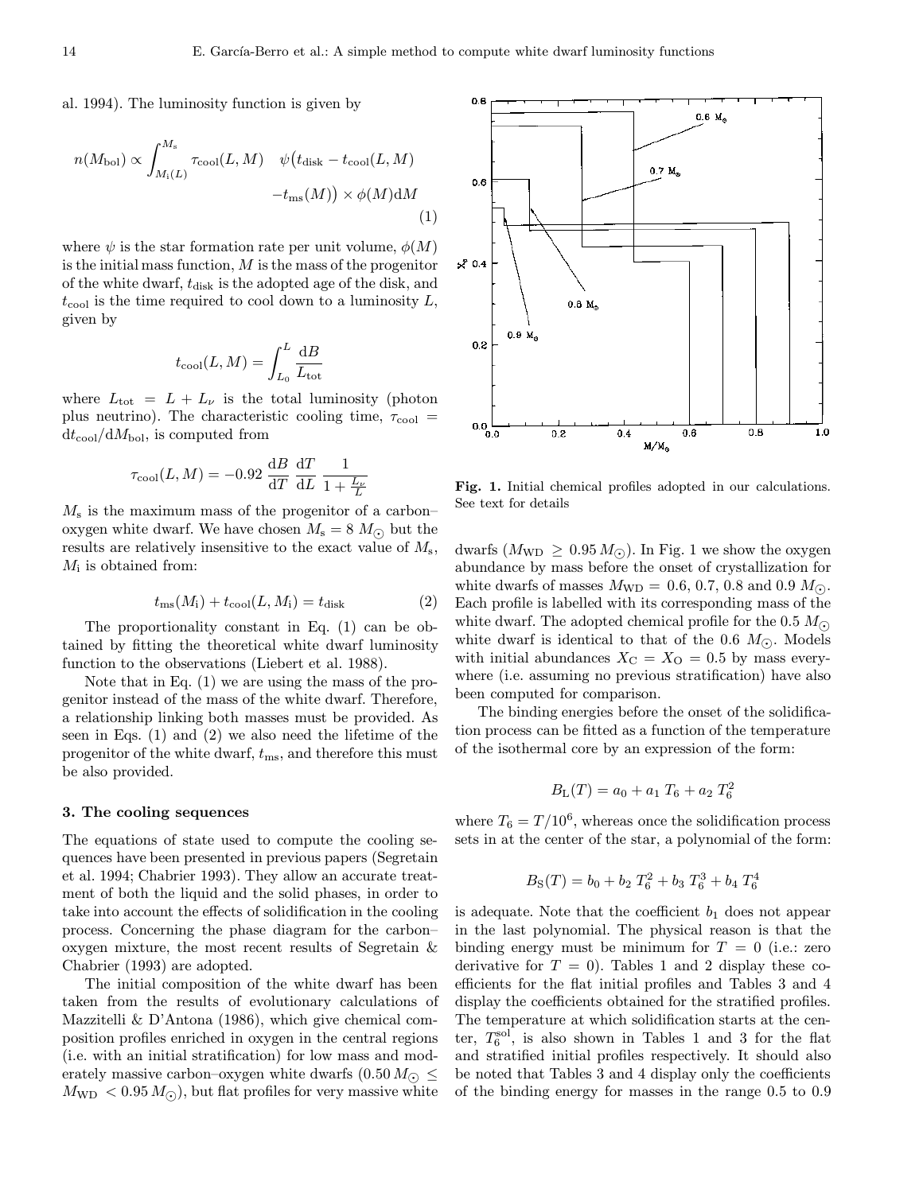al. 1994). The luminosity function is given by

$$n(M_{\rm bol}) \propto \int_{M_{\rm i}(L)}^{M_{\rm s}} \tau_{\rm cool}(L,M) \quad \psi\big(t_{\rm disk} - t_{\rm cool}(L,M) - t_{\rm ms}(M)\big) \times \phi(M) {\rm d}M \tag{1}$$

where $\psi$ is the star formation rate per unit volume, $\phi(M)$ is the initial mass function, $M$ is the mass of the progenitor of the white dwarf, $t_{\rm disk}$ is the adopted age of the disk, and $t_{\rm cool}$ is the time required to cool down to a luminosity $L$, given by

$$t_{\rm cool}(L,M) = \int_{L_0}^{L} \frac{{\rm d}B}{L_{\rm tot}}$$

where $L_{\rm tot} = L + L_\nu$ is the total luminosity (photon plus neutrino). The characteristic cooling time, $\tau_{\rm cool} = {\rm d}t_{\rm cool}/{\rm d}M_{\rm bol}$, is computed from

$$\tau_{\rm cool}(L,M) = -0.92 \, \frac{{\rm d}B}{{\rm d}T} \, \frac{{\rm d}T}{{\rm d}L} \, \frac{1}{1+\frac{L_\nu}{L}}$$

$M_{\rm s}$ is the maximum mass of the progenitor of a carbon–oxygen white dwarf. We have chosen $M_{\rm s} = 8 \, M_\odot$ but the results are relatively insensitive to the exact value of $M_{\rm s}$, $M_{\rm i}$ is obtained from:

$$t_{\rm ms}(M_{\rm i}) + t_{\rm cool}(L, M_{\rm i}) = t_{\rm disk} \tag{2}$$

The proportionality constant in Eq. (1) can be obtained by fitting the theoretical white dwarf luminosity function to the observations (Liebert et al. 1988).

Note that in Eq. (1) we are using the mass of the progenitor instead of the mass of the white dwarf. Therefore, a relationship linking both masses must be provided. As seen in Eqs. (1) and (2) we also need the lifetime of the progenitor of the white dwarf, $t_{\rm ms}$, and therefore this must be also provided.

## 3. The cooling sequences

The equations of state used to compute the cooling sequences have been presented in previous papers (Segretain et al. 1994; Chabrier 1993). They allow an accurate treatment of both the liquid and the solid phases, in order to take into account the effects of solidification in the cooling process. Concerning the phase diagram for the carbon–oxygen mixture, the most recent results of Segretain & Chabrier (1993) are adopted.

The initial composition of the white dwarf has been taken from the results of evolutionary calculations of Mazzitelli & D'Antona (1986), which give chemical composition profiles enriched in oxygen in the central regions (i.e. with an initial stratification) for low mass and moderately massive carbon–oxygen white dwarfs ($0.50 \, M_\odot \leq M_{\rm WD} < 0.95 \, M_\odot$), but flat profiles for very massive white dwarfs ($M_{\rm WD} \geq 0.95 \, M_\odot$). In Fig. 1 we show the oxygen abundance by mass before the onset of crystallization for white dwarfs of masses $M_{\rm WD} = 0.6$, 0.7, 0.8 and 0.9 $M_\odot$. Each profile is labelled with its corresponding mass of the white dwarf. The adopted chemical profile for the 0.5 $M_\odot$ white dwarf is identical to that of the 0.6 $M_\odot$. Models with initial abundances $X_{\rm C} = X_{\rm O} = 0.5$ by mass everywhere (i.e. assuming no previous stratification) have also been computed for comparison.

**Fig. 1.** Initial chemical profiles adopted in our calculations. See text for details

The binding energies before the onset of the solidification process can be fitted as a function of the temperature of the isothermal core by an expression of the form:

$$B_{\rm L}(T) = a_0 + a_1 \, T_6 + a_2 \, T_6^2$$

where $T_6 = T/10^6$, whereas once the solidification process sets in at the center of the star, a polynomial of the form:

$$B_{\rm S}(T) = b_0 + b_2 \, T_6^2 + b_3 \, T_6^3 + b_4 \, T_6^4$$

is adequate. Note that the coefficient $b_1$ does not appear in the last polynomial. The physical reason is that the binding energy must be minimum for $T = 0$ (i.e.: zero derivative for $T = 0$). Tables 1 and 2 display these coefficients for the flat initial profiles and Tables 3 and 4 display the coefficients obtained for the stratified profiles. The temperature at which solidification starts at the center, $T_6^{\rm sol}$, is also shown in Tables 1 and 3 for the flat and stratified initial profiles respectively. It should also be noted that Tables 3 and 4 display only the coefficients of the binding energy for masses in the range 0.5 to 0.9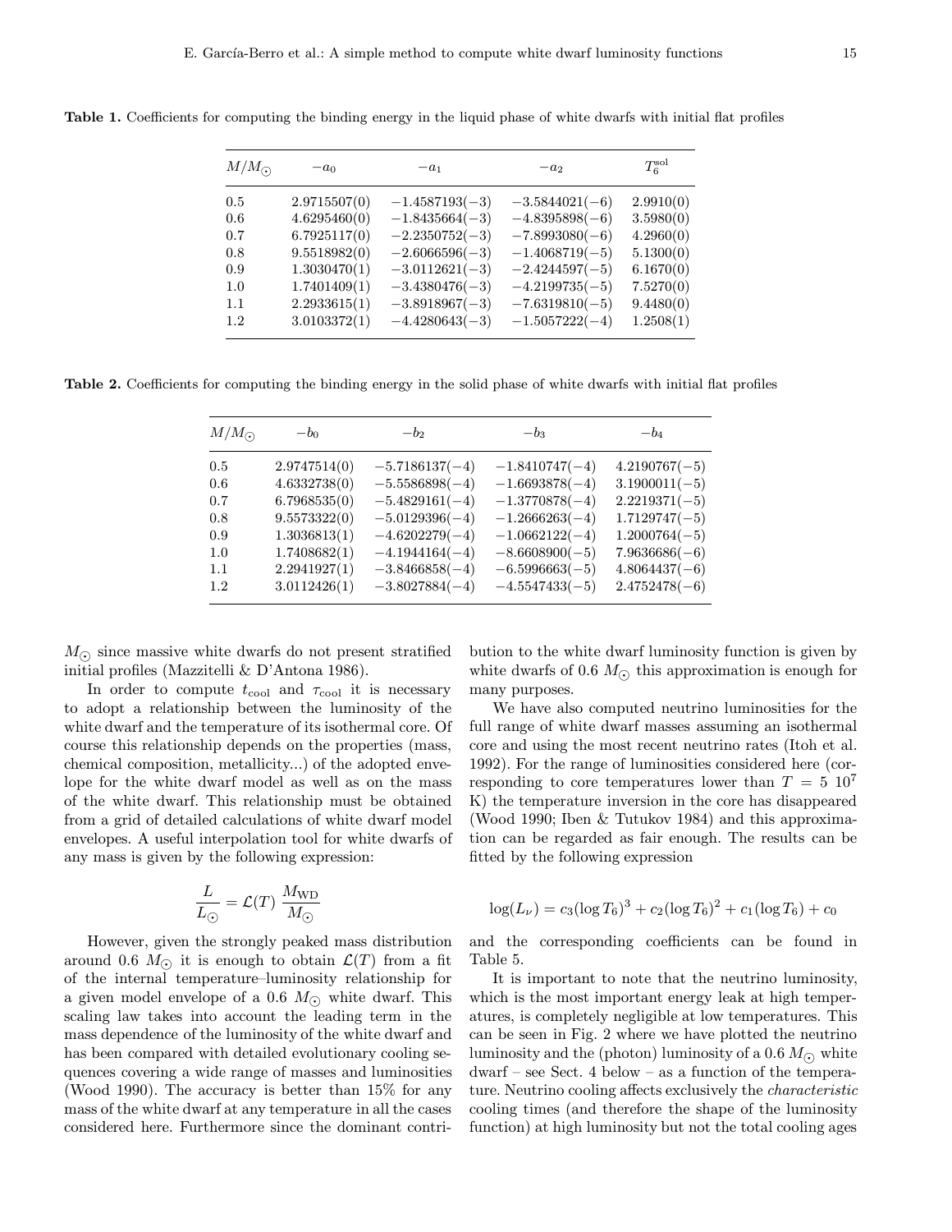**Table 1.** Coefficients for computing the binding energy in the liquid phase of white dwarfs with initial flat profiles

| $M/M_{\odot}$ | $-a_0$ | $-a_1$ | $-a_2$ | $T_6^{\rm sol}$ |
|---|---|---|---|---|
| 0.5 | 2.9715507(0) | −1.4587193(−3) | −3.5844021(−6) | 2.9910(0) |
| 0.6 | 4.6295460(0) | −1.8435664(−3) | −4.8395898(−6) | 3.5980(0) |
| 0.7 | 6.7925117(0) | −2.2350752(−3) | −7.8993080(−6) | 4.2960(0) |
| 0.8 | 9.5518982(0) | −2.6066596(−3) | −1.4068719(−5) | 5.1300(0) |
| 0.9 | 1.3030470(1) | −3.0112621(−3) | −2.4244597(−5) | 6.1670(0) |
| 1.0 | 1.7401409(1) | −3.4380476(−3) | −4.2199735(−5) | 7.5270(0) |
| 1.1 | 2.2933615(1) | −3.8918967(−3) | −7.6319810(−5) | 9.4480(0) |
| 1.2 | 3.0103372(1) | −4.4280643(−3) | −1.5057222(−4) | 1.2508(1) |

**Table 2.** Coefficients for computing the binding energy in the solid phase of white dwarfs with initial flat profiles

| $M/M_{\odot}$ | $-b_0$ | $-b_2$ | $-b_3$ | $-b_4$ |
|---|---|---|---|---|
| 0.5 | 2.9747514(0) | −5.7186137(−4) | −1.8410747(−4) | 4.2190767(−5) |
| 0.6 | 4.6332738(0) | −5.5586898(−4) | −1.6693878(−4) | 3.1900011(−5) |
| 0.7 | 6.7968535(0) | −5.4829161(−4) | −1.3770878(−4) | 2.2219371(−5) |
| 0.8 | 9.5573322(0) | −5.0129396(−4) | −1.2666263(−4) | 1.7129747(−5) |
| 0.9 | 1.3036813(1) | −4.6202279(−4) | −1.0662122(−4) | 1.2000764(−5) |
| 1.0 | 1.7408682(1) | −4.1944164(−4) | −8.6608900(−5) | 7.9636686(−6) |
| 1.1 | 2.2941927(1) | −3.8466858(−4) | −6.5996663(−5) | 4.8064437(−6) |
| 1.2 | 3.0112426(1) | −3.8027884(−4) | −4.5547433(−5) | 2.4752478(−6) |

$M_{\odot}$ since massive white dwarfs do not present stratified initial profiles (Mazzitelli & D'Antona 1986).

In order to compute $t_{\rm cool}$ and $\tau_{\rm cool}$ it is necessary to adopt a relationship between the luminosity of the white dwarf and the temperature of its isothermal core. Of course this relationship depends on the properties (mass, chemical composition, metallicity...) of the adopted envelope for the white dwarf model as well as on the mass of the white dwarf. This relationship must be obtained from a grid of detailed calculations of white dwarf model envelopes. A useful interpolation tool for white dwarfs of any mass is given by the following expression:

$$\frac{L}{L_{\odot}} = \mathcal{L}(T)\,\frac{M_{\rm WD}}{M_{\odot}}$$

However, given the strongly peaked mass distribution around 0.6 $M_{\odot}$ it is enough to obtain $\mathcal{L}(T)$ from a fit of the internal temperature–luminosity relationship for a given model envelope of a 0.6 $M_{\odot}$ white dwarf. This scaling law takes into account the leading term in the mass dependence of the luminosity of the white dwarf and has been compared with detailed evolutionary cooling sequences covering a wide range of masses and luminosities (Wood 1990). The accuracy is better than 15% for any mass of the white dwarf at any temperature in all the cases considered here. Furthermore since the dominant contribution to the white dwarf luminosity function is given by white dwarfs of 0.6 $M_{\odot}$ this approximation is enough for many purposes.

We have also computed neutrino luminosities for the full range of white dwarf masses assuming an isothermal core and using the most recent neutrino rates (Itoh et al. 1992). For the range of luminosities considered here (corresponding to core temperatures lower than $T = 5\ 10^7$ K) the temperature inversion in the core has disappeared (Wood 1990; Iben & Tutukov 1984) and this approximation can be regarded as fair enough. The results can be fitted by the following expression

$$\log(L_{\nu}) = c_3(\log T_6)^3 + c_2(\log T_6)^2 + c_1(\log T_6) + c_0$$

and the corresponding coefficients can be found in Table 5.

It is important to note that the neutrino luminosity, which is the most important energy leak at high temperatures, is completely negligible at low temperatures. This can be seen in Fig. 2 where we have plotted the neutrino luminosity and the (photon) luminosity of a 0.6 $M_{\odot}$ white dwarf – see Sect. 4 below – as a function of the temperature. Neutrino cooling affects exclusively the *characteristic* cooling times (and therefore the shape of the luminosity function) at high luminosity but not the total cooling ages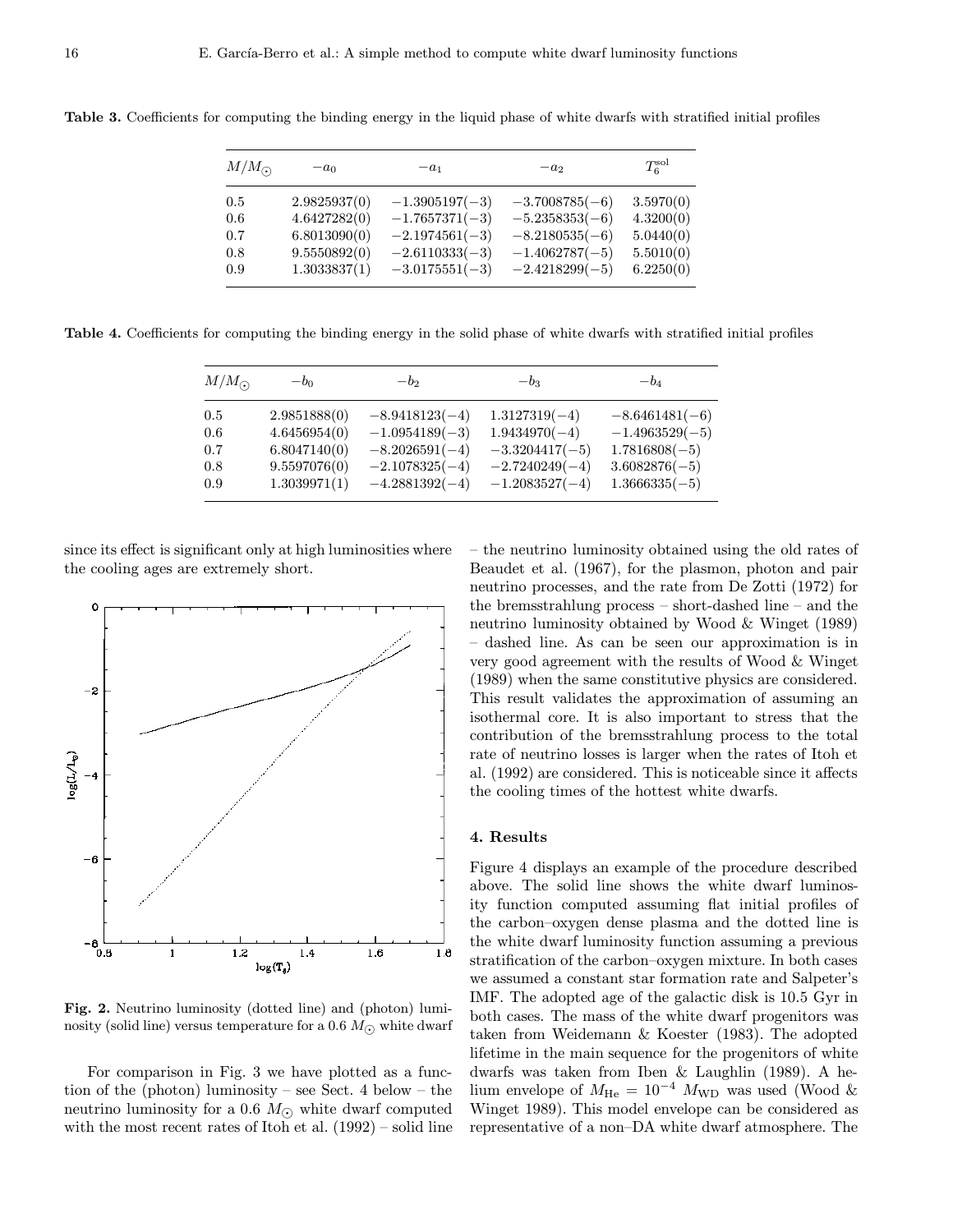**Table 3.** Coefficients for computing the binding energy in the liquid phase of white dwarfs with stratified initial profiles

| $M/M_{\odot}$ | $-a_0$ | $-a_1$ | $-a_2$ | $T_6^{\rm sol}$ |
|---|---|---|---|---|
| 0.5 | 2.9825937(0) | −1.3905197(−3) | −3.7008785(−6) | 3.5970(0) |
| 0.6 | 4.6427282(0) | −1.7657371(−3) | −5.2358353(−6) | 4.3200(0) |
| 0.7 | 6.8013090(0) | −2.1974561(−3) | −8.2180535(−6) | 5.0440(0) |
| 0.8 | 9.5550892(0) | −2.6110333(−3) | −1.4062787(−5) | 5.5010(0) |
| 0.9 | 1.3033837(1) | −3.0175551(−3) | −2.4218299(−5) | 6.2250(0) |

**Table 4.** Coefficients for computing the binding energy in the solid phase of white dwarfs with stratified initial profiles

| $M/M_{\odot}$ | $-b_0$ | $-b_2$ | $-b_3$ | $-b_4$ |
|---|---|---|---|---|
| 0.5 | 2.9851888(0) | −8.9418123(−4) | 1.3127319(−4) | −8.6461481(−6) |
| 0.6 | 4.6456954(0) | −1.0954189(−3) | 1.9434970(−4) | −1.4963529(−5) |
| 0.7 | 6.8047140(0) | −8.2026591(−4) | −3.3204417(−5) | 1.7816808(−5) |
| 0.8 | 9.5597076(0) | −2.1078325(−4) | −2.7240249(−4) | 3.6082876(−5) |
| 0.9 | 1.3039971(1) | −4.2881392(−4) | −1.2083527(−4) | 1.3666335(−5) |

since its effect is significant only at high luminosities where the cooling ages are extremely short.

**Fig. 2.** Neutrino luminosity (dotted line) and (photon) luminosity (solid line) versus temperature for a 0.6 $M_{\odot}$ white dwarf

For comparison in Fig. 3 we have plotted as a function of the (photon) luminosity – see Sect. 4 below – the neutrino luminosity for a 0.6 $M_{\odot}$ white dwarf computed with the most recent rates of Itoh et al. (1992) – solid line – the neutrino luminosity obtained using the old rates of Beaudet et al. (1967), for the plasmon, photon and pair neutrino processes, and the rate from De Zotti (1972) for the bremsstrahlung process – short-dashed line – and the neutrino luminosity obtained by Wood & Winget (1989) – dashed line. As can be seen our approximation is in very good agreement with the results of Wood & Winget (1989) when the same constitutive physics are considered. This result validates the approximation of assuming an isothermal core. It is also important to stress that the contribution of the bremsstrahlung process to the total rate of neutrino losses is larger when the rates of Itoh et al. (1992) are considered. This is noticeable since it affects the cooling times of the hottest white dwarfs.

## 4. Results

Figure 4 displays an example of the procedure described above. The solid line shows the white dwarf luminosity function computed assuming flat initial profiles of the carbon–oxygen dense plasma and the dotted line is the white dwarf luminosity function assuming a previous stratification of the carbon–oxygen mixture. In both cases we assumed a constant star formation rate and Salpeter's IMF. The adopted age of the galactic disk is 10.5 Gyr in both cases. The mass of the white dwarf progenitors was taken from Weidemann & Koester (1983). The adopted lifetime in the main sequence for the progenitors of white dwarfs was taken from Iben & Laughlin (1989). A helium envelope of $M_{\rm He} = 10^{-4}$ $M_{\rm WD}$ was used (Wood & Winget 1989). This model envelope can be considered as representative of a non–DA white dwarf atmosphere. The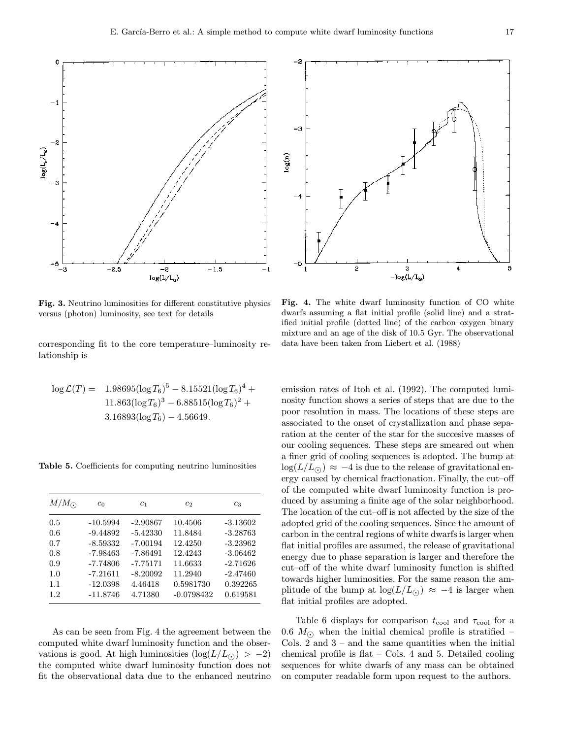**Fig. 3.** Neutrino luminosities for different constitutive physics versus (photon) luminosity, see text for details

**Fig. 4.** The white dwarf luminosity function of CO white dwarfs assuming a flat initial profile (solid line) and a stratified initial profile (dotted line) of the carbon–oxygen binary mixture and an age of the disk of 10.5 Gyr. The observational data have been taken from Liebert et al. (1988)

corresponding fit to the core temperature–luminosity relationship is

$$
\begin{aligned}
\log \mathcal{L}(T) = \;& 1.98695(\log T_6)^5 - 8.15521(\log T_6)^4 + \\
& 11.863(\log T_6)^3 - 6.88515(\log T_6)^2 + \\
& 3.16893(\log T_6) - 4.56649.
\end{aligned}
$$

**Table 5.** Coefficients for computing neutrino luminosities

| $M/M_\odot$ | $c_0$ | $c_1$ | $c_2$ | $c_3$ |
|---|---|---|---|---|
| 0.5 | -10.5994 | -2.90867 | 10.4506 | -3.13602 |
| 0.6 | -9.44892 | -5.42330 | 11.8484 | -3.28763 |
| 0.7 | -8.59332 | -7.00194 | 12.4250 | -3.23962 |
| 0.8 | -7.98463 | -7.86491 | 12.4243 | -3.06462 |
| 0.9 | -7.74806 | -7.75171 | 11.6633 | -2.71626 |
| 1.0 | -7.21611 | -8.20092 | 11.2940 | -2.47460 |
| 1.1 | -12.0398 | 4.46418 | 0.5981730 | 0.392265 |
| 1.2 | -11.8746 | 4.71380 | -0.0798432 | 0.619581 |

As can be seen from Fig. 4 the agreement between the computed white dwarf luminosity function and the observations is good. At high luminosities ($\log(L/L_\odot) > -2$) the computed white dwarf luminosity function does not fit the observational data due to the enhanced neutrino emission rates of Itoh et al. (1992). The computed luminosity function shows a series of steps that are due to the poor resolution in mass. The locations of these steps are associated to the onset of crystallization and phase separation at the center of the star for the succesive masses of our cooling sequences. These steps are smeared out when a finer grid of cooling sequences is adopted. The bump at $\log(L/L_\odot) \approx -4$ is due to the release of gravitational energy caused by chemical fractionation. Finally, the cut–off of the computed white dwarf luminosity function is produced by assuming a finite age of the solar neighborhood. The location of the cut–off is not affected by the size of the adopted grid of the cooling sequences. Since the amount of carbon in the central regions of white dwarfs is larger when flat initial profiles are assumed, the release of gravitational energy due to phase separation is larger and therefore the cut–off of the white dwarf luminosity function is shifted towards higher luminosities. For the same reason the amplitude of the bump at $\log(L/L_\odot) \approx -4$ is larger when flat initial profiles are adopted.

Table 6 displays for comparison $t_{\rm cool}$ and $\tau_{\rm cool}$ for a 0.6 $M_\odot$ when the initial chemical profile is stratified – Cols. 2 and 3 – and the same quantities when the initial chemical profile is flat – Cols. 4 and 5. Detailed cooling sequences for white dwarfs of any mass can be obtained on computer readable form upon request to the authors.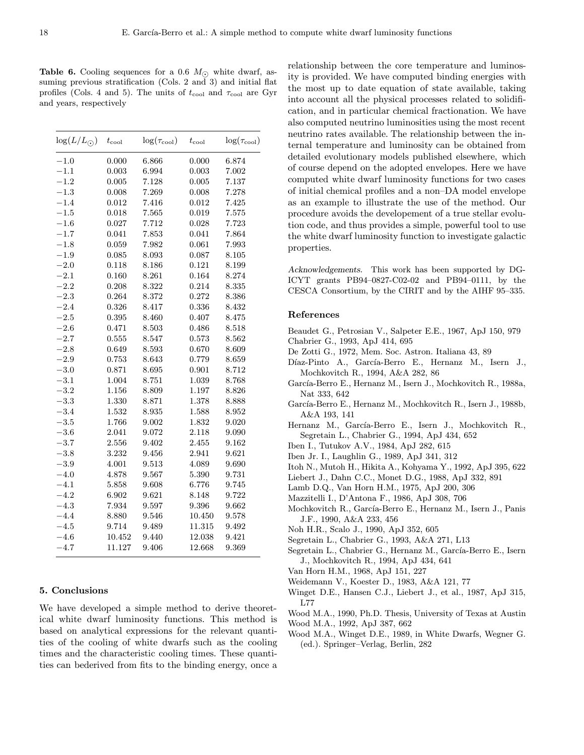**Table 6.** Cooling sequences for a 0.6 $M_{\odot}$ white dwarf, assuming previous stratification (Cols. 2 and 3) and initial flat profiles (Cols. 4 and 5). The units of $t_{\rm cool}$ and $\tau_{\rm cool}$ are Gyr and years, respectively

| $\log(L/L_{\odot})$ | $t_{\rm cool}$ | $\log(\tau_{\rm cool})$ | $t_{\rm cool}$ | $\log(\tau_{\rm cool})$ |
|---|---|---|---|---|
| −1.0 | 0.000 | 6.866 | 0.000 | 6.874 |
| −1.1 | 0.003 | 6.994 | 0.003 | 7.002 |
| −1.2 | 0.005 | 7.128 | 0.005 | 7.137 |
| −1.3 | 0.008 | 7.269 | 0.008 | 7.278 |
| −1.4 | 0.012 | 7.416 | 0.012 | 7.425 |
| −1.5 | 0.018 | 7.565 | 0.019 | 7.575 |
| −1.6 | 0.027 | 7.712 | 0.028 | 7.723 |
| −1.7 | 0.041 | 7.853 | 0.041 | 7.864 |
| −1.8 | 0.059 | 7.982 | 0.061 | 7.993 |
| −1.9 | 0.085 | 8.093 | 0.087 | 8.105 |
| −2.0 | 0.118 | 8.186 | 0.121 | 8.199 |
| −2.1 | 0.160 | 8.261 | 0.164 | 8.274 |
| −2.2 | 0.208 | 8.322 | 0.214 | 8.335 |
| −2.3 | 0.264 | 8.372 | 0.272 | 8.386 |
| −2.4 | 0.326 | 8.417 | 0.336 | 8.432 |
| −2.5 | 0.395 | 8.460 | 0.407 | 8.475 |
| −2.6 | 0.471 | 8.503 | 0.486 | 8.518 |
| −2.7 | 0.555 | 8.547 | 0.573 | 8.562 |
| −2.8 | 0.649 | 8.593 | 0.670 | 8.609 |
| −2.9 | 0.753 | 8.643 | 0.779 | 8.659 |
| −3.0 | 0.871 | 8.695 | 0.901 | 8.712 |
| −3.1 | 1.004 | 8.751 | 1.039 | 8.768 |
| −3.2 | 1.156 | 8.809 | 1.197 | 8.826 |
| −3.3 | 1.330 | 8.871 | 1.378 | 8.888 |
| −3.4 | 1.532 | 8.935 | 1.588 | 8.952 |
| −3.5 | 1.766 | 9.002 | 1.832 | 9.020 |
| −3.6 | 2.041 | 9.072 | 2.118 | 9.090 |
| −3.7 | 2.556 | 9.402 | 2.455 | 9.162 |
| −3.8 | 3.232 | 9.456 | 2.941 | 9.621 |
| −3.9 | 4.001 | 9.513 | 4.089 | 9.690 |
| −4.0 | 4.878 | 9.567 | 5.390 | 9.731 |
| −4.1 | 5.858 | 9.608 | 6.776 | 9.745 |
| −4.2 | 6.902 | 9.621 | 8.148 | 9.722 |
| −4.3 | 7.934 | 9.597 | 9.396 | 9.662 |
| −4.4 | 8.880 | 9.546 | 10.450 | 9.578 |
| −4.5 | 9.714 | 9.489 | 11.315 | 9.492 |
| −4.6 | 10.452 | 9.440 | 12.038 | 9.421 |
| −4.7 | 11.127 | 9.406 | 12.668 | 9.369 |

## 5. Conclusions

We have developed a simple method to derive theoretical white dwarf luminosity functions. This method is based on analytical expressions for the relevant quantities of the cooling of white dwarfs such as the cooling times and the characteristic cooling times. These quantities can bederived from fits to the binding energy, once a relationship between the core temperature and luminosity is provided. We have computed binding energies with the most up to date equation of state available, taking into account all the physical processes related to solidification, and in particular chemical fractionation. We have also computed neutrino luminosities using the most recent neutrino rates available. The relationship between the internal temperature and luminosity can be obtained from detailed evolutionary models published elsewhere, which of course depend on the adopted envelopes. Here we have computed white dwarf luminosity functions for two cases of initial chemical profiles and a non–DA model envelope as an example to illustrate the use of the method. Our procedure avoids the developement of a true stellar evolution code, and thus provides a simple, powerful tool to use the white dwarf luminosity function to investigate galactic properties.

*Acknowledgements.* This work has been supported by DGICYT grants PB94–0827-C02-02 and PB94–0111, by the CESCA Consortium, by the CIRIT and by the AIHF 95–335.

## References

Beaudet G., Petrosian V., Salpeter E.E., 1967, ApJ 150, 979

Chabrier G., 1993, ApJ 414, 695

De Zotti G., 1972, Mem. Soc. Astron. Italiana 43, 89

Díaz-Pinto A., García-Berro E., Hernanz M., Isern J., Mochkovitch R., 1994, A&A 282, 86

García-Berro E., Hernanz M., Isern J., Mochkovitch R., 1988a, Nat 333, 642

García-Berro E., Hernanz M., Mochkovitch R., Isern J., 1988b, A&A 193, 141

Hernanz M., García-Berro E., Isern J., Mochkovitch R., Segretain L., Chabrier G., 1994, ApJ 434, 652

Iben I., Tutukov A.V., 1984, ApJ 282, 615

Iben Jr. I., Laughlin G., 1989, ApJ 341, 312

Itoh N., Mutoh H., Hikita A., Kohyama Y., 1992, ApJ 395, 622

Liebert J., Dahn C.C., Monet D.G., 1988, ApJ 332, 891

Lamb D.Q., Van Horn H.M., 1975, ApJ 200, 306

Mazzitelli I., D'Antona F., 1986, ApJ 308, 706

Mochkovitch R., García-Berro E., Hernanz M., Isern J., Panis J.F., 1990, A&A 233, 456

Noh H.R., Scalo J., 1990, ApJ 352, 605

Segretain L., Chabrier G., 1993, A&A 271, L13

Segretain L., Chabrier G., Hernanz M., García-Berro E., Isern J., Mochkovitch R., 1994, ApJ 434, 641

Van Horn H.M., 1968, ApJ 151, 227

Weidemann V., Koester D., 1983, A&A 121, 77

Winget D.E., Hansen C.J., Liebert J., et al., 1987, ApJ 315, L77

Wood M.A., 1990, Ph.D. Thesis, University of Texas at Austin

Wood M.A., 1992, ApJ 387, 662

Wood M.A., Winget D.E., 1989, in White Dwarfs, Wegner G. (ed.). Springer–Verlag, Berlin, 282